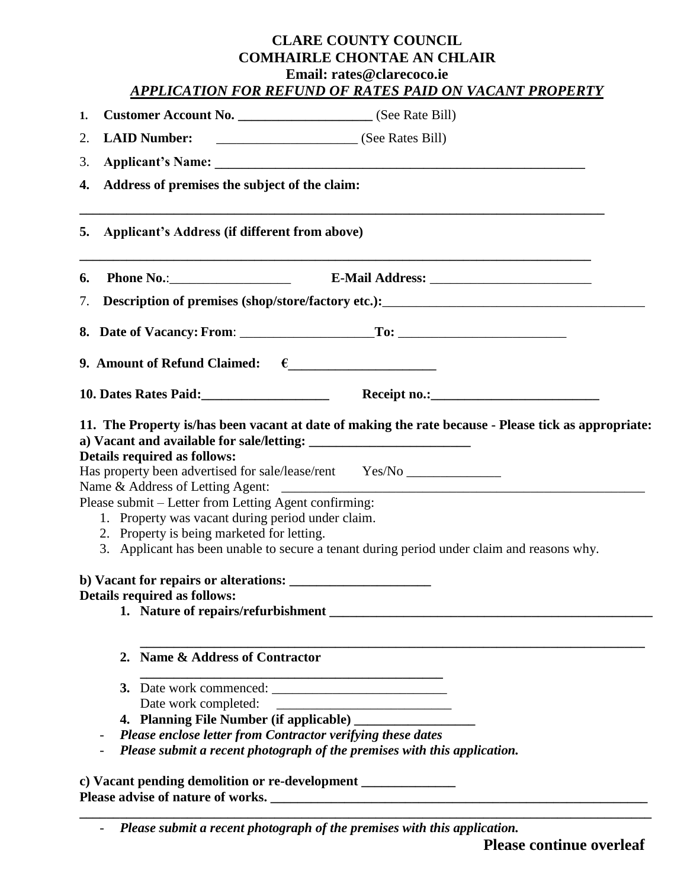# CLARE COUNTY COUNCIL
# COMHAIRLE CHONTAE AN CHLAIR
**Email: rates@clarecoco.ie**

***APPLICATION FOR REFUND OF RATES PAID ON VACANT PROPERTY***

1. **Customer Account No. ____________________** (See Rate Bill)
2. **LAID Number:** _____________________ (See Rates Bill)
3. **Applicant's Name: ____________________________________________________________**
4. **Address of premises the subject of the claim:**

__________________________________________________________________________________

5. **Applicant's Address (if different from above)**

__________________________________________________________________________________

6. **Phone No.**:__________________ **E-Mail Address:** ________________________
7. **Description of premises (shop/store/factory etc.):**_______________________________________
8. **Date of Vacancy: From**: ____________________**To:** _________________________
9. **Amount of Refund Claimed: €______________________**
10. **Dates Rates Paid:___________________ Receipt no.:_________________________**

**11. The Property is/has been vacant at date of making the rate because - Please tick as appropriate:**

**a) Vacant and available for sale/letting: ________________________**

**Details required as follows:**

Has property been advertised for sale/lease/rent Yes/No ______________

Name & Address of Letting Agent: ________________________________________________________

Please submit – Letter from Letting Agent confirming:

1. Property was vacant during period under claim.
2. Property is being marketed for letting.
3. Applicant has been unable to secure a tenant during period under claim and reasons why.

**b) Vacant for repairs or alterations: _____________________**

**Details required as follows:**

1. **Nature of repairs/refurbishment __________________________________________________**

   ______________________________________________________________________________

2. **Name & Address of Contractor**

   ______________________________________________

3. Date work commenced: __________________________

   Date work completed: __________________________

4. **Planning File Number (if applicable) __________________**

- ***Please enclose letter from Contractor verifying these dates***
- ***Please submit a recent photograph of the premises with this application.***

**c) Vacant pending demolition or re-development ______________**

**Please advise of nature of works. __________________________________________________________**

__________________________________________________________________________________

- ***Please submit a recent photograph of the premises with this application.***

**Please continue overleaf**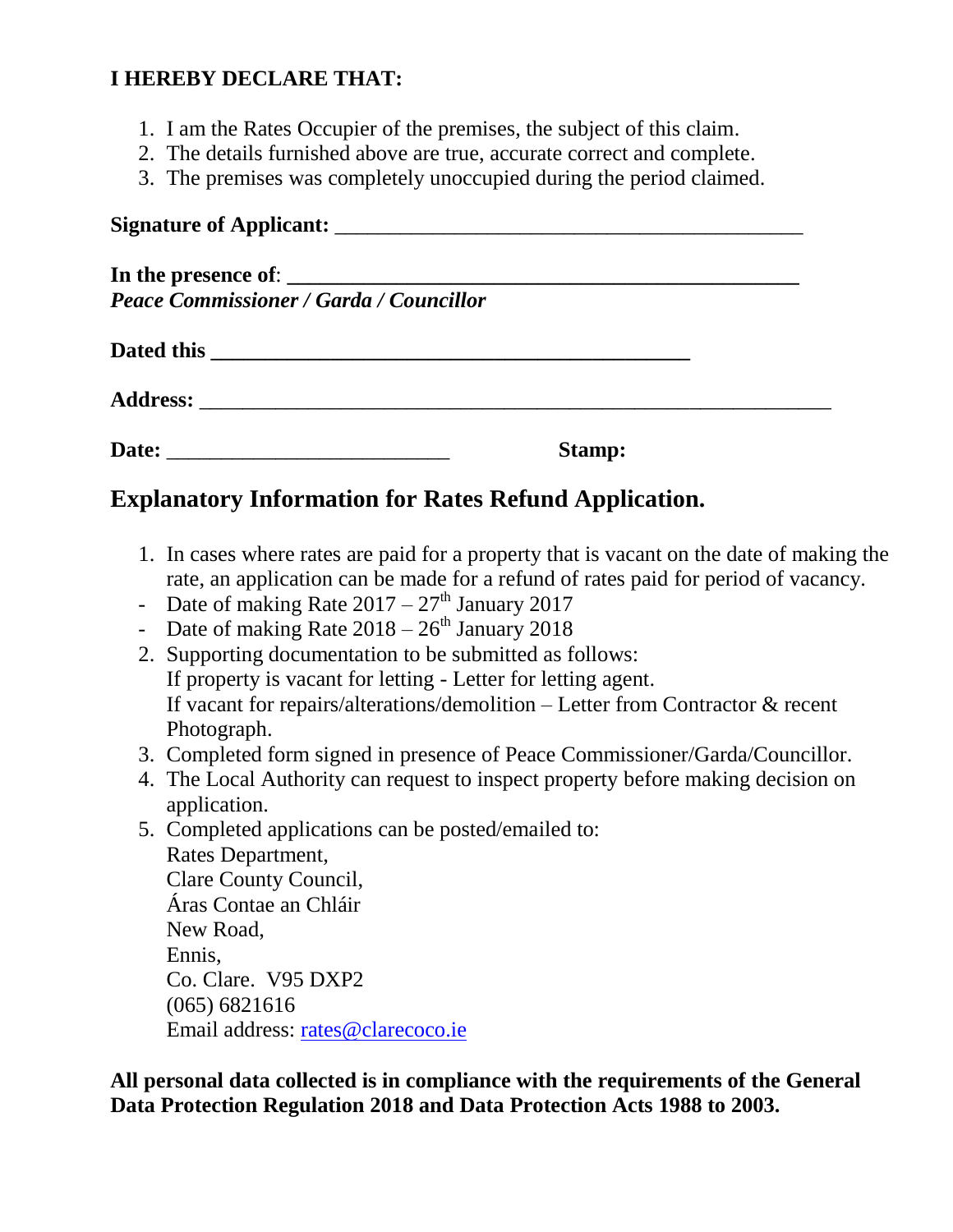**I HEREBY DECLARE THAT:**

1. I am the Rates Occupier of the premises, the subject of this claim.
2. The details furnished above are true, accurate correct and complete.
3. The premises was completely unoccupied during the period claimed.

**Signature of Applicant:** ___________________________________________

**In the presence of**: **_______________________________________________**
***Peace Commissioner / Garda / Councillor***

**Dated this _____________________________________________**

**Address:** ___________________________________________________________

**Date:** __________________________ **Stamp:**

## Explanatory Information for Rates Refund Application.

1. In cases where rates are paid for a property that is vacant on the date of making the rate, an application can be made for a refund of rates paid for period of vacancy.
   - Date of making Rate 2017 – 27th January 2017
   - Date of making Rate 2018 – 26th January 2018
2. Supporting documentation to be submitted as follows:
   If property is vacant for letting - Letter for letting agent.
   If vacant for repairs/alterations/demolition – Letter from Contractor & recent Photograph.
3. Completed form signed in presence of Peace Commissioner/Garda/Councillor.
4. The Local Authority can request to inspect property before making decision on application.
5. Completed applications can be posted/emailed to:
   Rates Department,
   Clare County Council,
   Áras Contae an Chláir
   New Road,
   Ennis,
   Co. Clare. V95 DXP2
   (065) 6821616
   Email address: rates@clarecoco.ie

**All personal data collected is in compliance with the requirements of the General Data Protection Regulation 2018 and Data Protection Acts 1988 to 2003.**